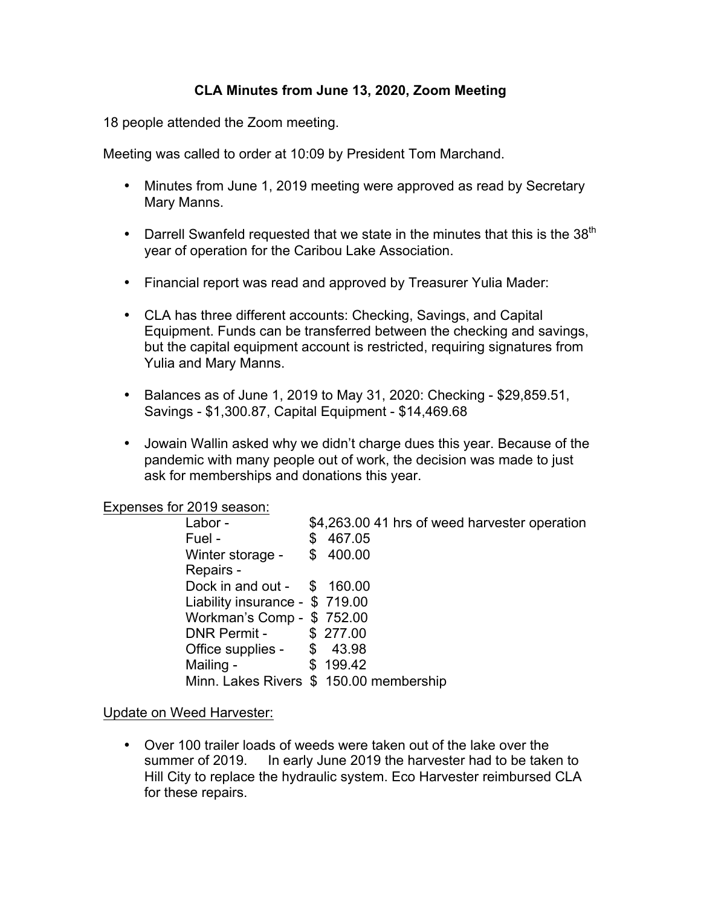# CLA Minutes from June 13, 2020, Zoom Meeting

18 people attended the Zoom meeting.

Meeting was called to order at 10:09 by President Tom Marchand.

- Minutes from June 1, 2019 meeting were approved as read by Secretary Mary Manns.
- Darrell Swanfeld requested that we state in the minutes that this is the 38th year of operation for the Caribou Lake Association.
- Financial report was read and approved by Treasurer Yulia Mader:
- CLA has three different accounts: Checking, Savings, and Capital Equipment. Funds can be transferred between the checking and savings, but the capital equipment account is restricted, requiring signatures from Yulia and Mary Manns.
- Balances as of June 1, 2019 to May 31, 2020: Checking - $29,859.51, Savings - $1,300.87, Capital Equipment - $14,469.68
- Jowain Wallin asked why we didn't charge dues this year. Because of the pandemic with many people out of work, the decision was made to just ask for memberships and donations this year.

<u>Expenses for 2019 season:</u>

| | |
|---|---|
| Labor - | $4,263.00 41 hrs of weed harvester operation |
| Fuel - | $ 467.05 |
| Winter storage - | $ 400.00 |
| Repairs - | |
| Dock in and out - | $ 160.00 |
| Liability insurance - | $ 719.00 |
| Workman's Comp - | $ 752.00 |
| DNR Permit - | $ 277.00 |
| Office supplies - | $ 43.98 |
| Mailing - | $ 199.42 |
| Minn. Lakes Rivers | $ 150.00 membership |

<u>Update on Weed Harvester:</u>

- Over 100 trailer loads of weeds were taken out of the lake over the summer of 2019. In early June 2019 the harvester had to be taken to Hill City to replace the hydraulic system. Eco Harvester reimbursed CLA for these repairs.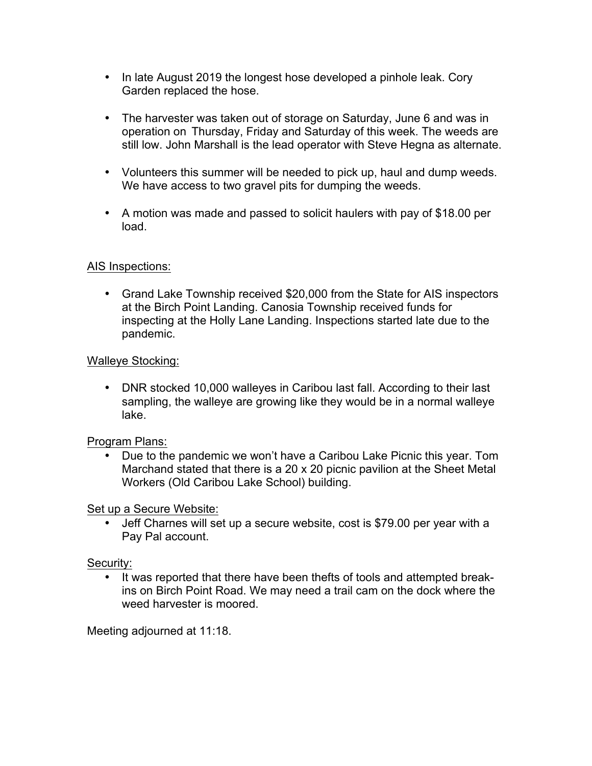- In late August 2019 the longest hose developed a pinhole leak. Cory Garden replaced the hose.

- The harvester was taken out of storage on Saturday, June 6 and was in operation on Thursday, Friday and Saturday of this week. The weeds are still low. John Marshall is the lead operator with Steve Hegna as alternate.

- Volunteers this summer will be needed to pick up, haul and dump weeds. We have access to two gravel pits for dumping the weeds.

- A motion was made and passed to solicit haulers with pay of $18.00 per load.

<u>AIS Inspections:</u>

- Grand Lake Township received $20,000 from the State for AIS inspectors at the Birch Point Landing. Canosia Township received funds for inspecting at the Holly Lane Landing. Inspections started late due to the pandemic.

<u>Walleye Stocking:</u>

- DNR stocked 10,000 walleyes in Caribou last fall. According to their last sampling, the walleye are growing like they would be in a normal walleye lake.

<u>Program Plans:</u>

- Due to the pandemic we won't have a Caribou Lake Picnic this year. Tom Marchand stated that there is a 20 x 20 picnic pavilion at the Sheet Metal Workers (Old Caribou Lake School) building.

<u>Set up a Secure Website:</u>

- Jeff Charnes will set up a secure website, cost is $79.00 per year with a Pay Pal account.

<u>Security:</u>

- It was reported that there have been thefts of tools and attempted break-ins on Birch Point Road. We may need a trail cam on the dock where the weed harvester is moored.

Meeting adjourned at 11:18.